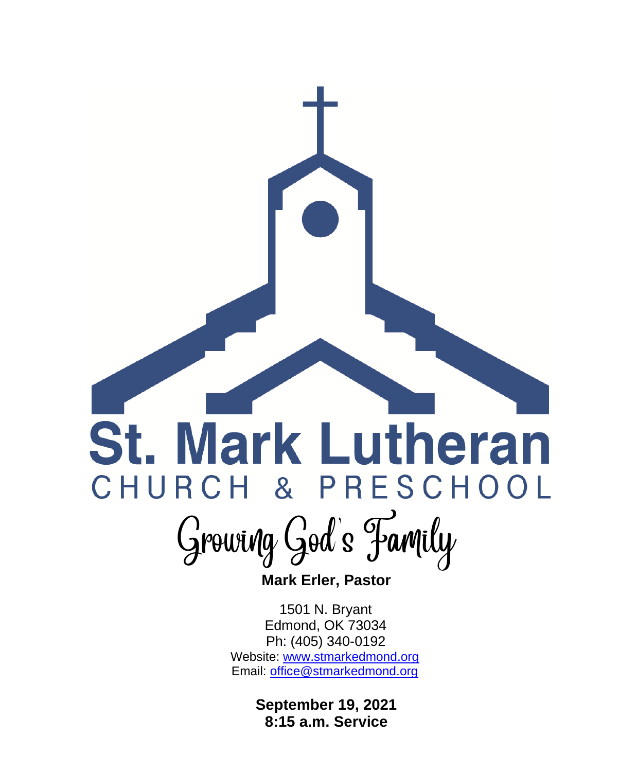# St. Mark Lutheran

## CHURCH & PRESCHOOL

*Growing God's Family*

**Mark Erler, Pastor**

1501 N. Bryant
Edmond, OK 73034
Ph: (405) 340-0192
Website: www.stmarkedmond.org
Email: office@stmarkedmond.org

**September 19, 2021**
**8:15 a.m. Service**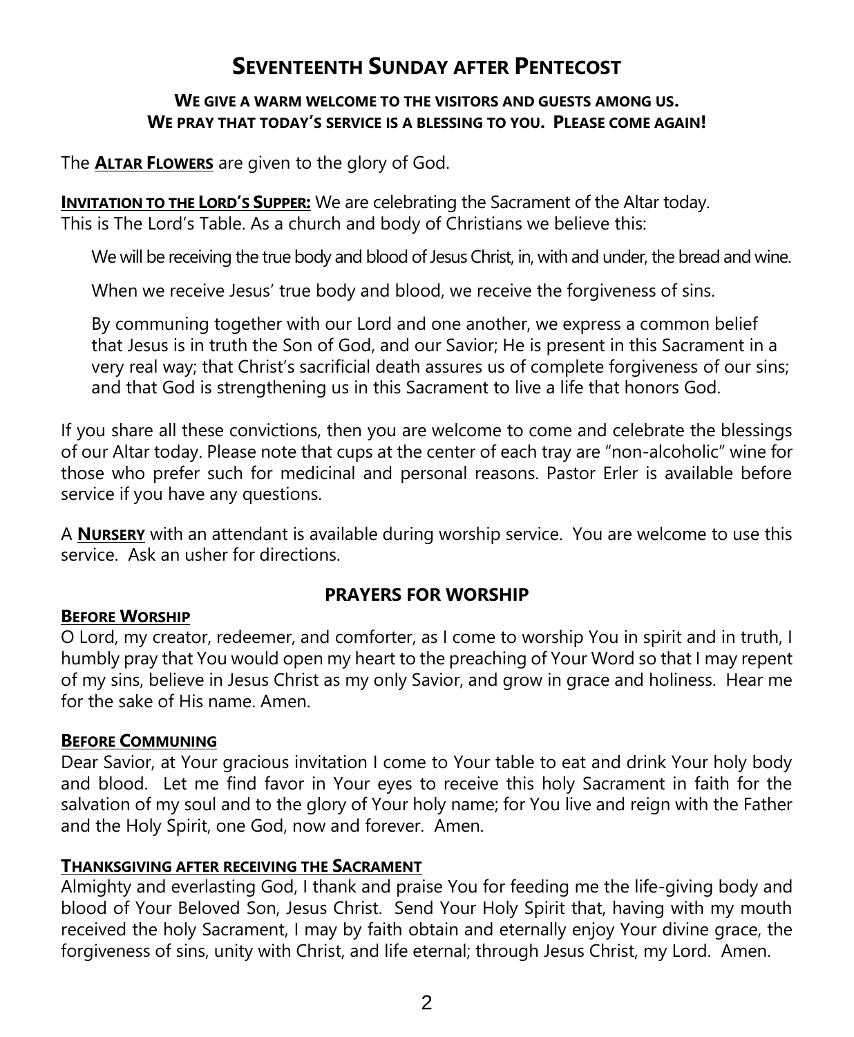# Seventeenth Sunday after Pentecost

**We give a warm welcome to the visitors and guests among us.**
**We pray that today's service is a blessing to you. Please come again!**

The **Altar Flowers** are given to the glory of God.

**Invitation to the Lord's Supper:** We are celebrating the Sacrament of the Altar today. This is The Lord's Table. As a church and body of Christians we believe this:

> We will be receiving the true body and blood of Jesus Christ, in, with and under, the bread and wine.
>
> When we receive Jesus' true body and blood, we receive the forgiveness of sins.
>
> By communing together with our Lord and one another, we express a common belief that Jesus is in truth the Son of God, and our Savior; He is present in this Sacrament in a very real way; that Christ's sacrificial death assures us of complete forgiveness of our sins; and that God is strengthening us in this Sacrament to live a life that honors God.

If you share all these convictions, then you are welcome to come and celebrate the blessings of our Altar today. Please note that cups at the center of each tray are "non-alcoholic" wine for those who prefer such for medicinal and personal reasons. Pastor Erler is available before service if you have any questions.

A **Nursery** with an attendant is available during worship service. You are welcome to use this service. Ask an usher for directions.

## PRAYERS FOR WORSHIP

**Before Worship**

O Lord, my creator, redeemer, and comforter, as I come to worship You in spirit and in truth, I humbly pray that You would open my heart to the preaching of Your Word so that I may repent of my sins, believe in Jesus Christ as my only Savior, and grow in grace and holiness. Hear me for the sake of His name. Amen.

**Before Communing**

Dear Savior, at Your gracious invitation I come to Your table to eat and drink Your holy body and blood. Let me find favor in Your eyes to receive this holy Sacrament in faith for the salvation of my soul and to the glory of Your holy name; for You live and reign with the Father and the Holy Spirit, one God, now and forever. Amen.

**Thanksgiving after receiving the Sacrament**

Almighty and everlasting God, I thank and praise You for feeding me the life-giving body and blood of Your Beloved Son, Jesus Christ. Send Your Holy Spirit that, having with my mouth received the holy Sacrament, I may by faith obtain and eternally enjoy Your divine grace, the forgiveness of sins, unity with Christ, and life eternal; through Jesus Christ, my Lord. Amen.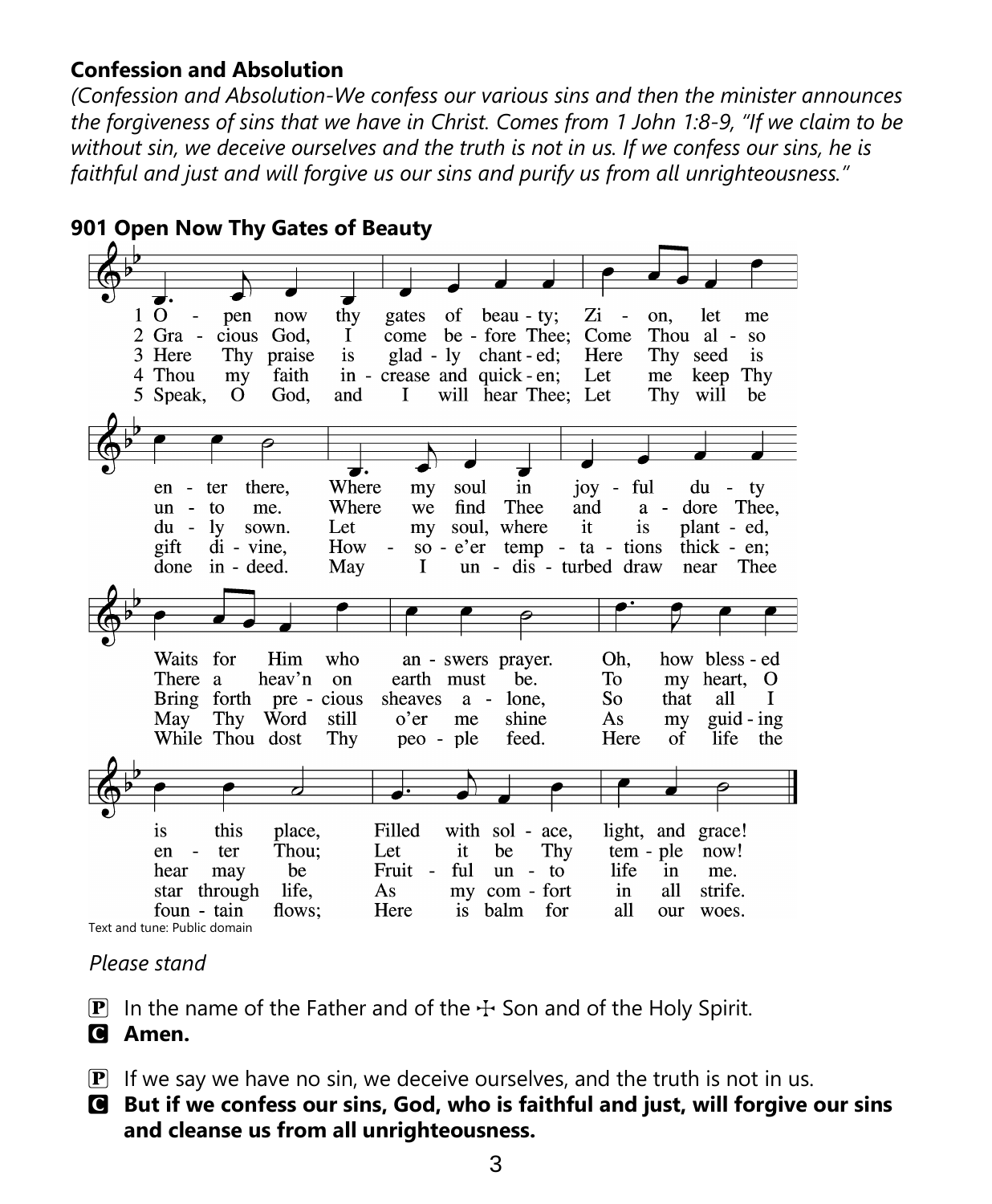**Confession and Absolution**

*(Confession and Absolution-We confess our various sins and then the minister announces the forgiveness of sins that we have in Christ. Comes from 1 John 1:8-9, "If we claim to be without sin, we deceive ourselves and the truth is not in us. If we confess our sins, he is faithful and just and will forgive us our sins and purify us from all unrighteousness."*

**901 Open Now Thy Gates of Beauty**

1 Open now thy gates of beauty; Zion, let me enter there, Where my soul in joyful duty Waits for Him who answers prayer. Oh, how blessed is this place, Filled with solace, light, and grace!

2 Gracious God, I come before Thee; Come Thou also unto me. Where we find Thee and adore Thee, There a heav'n on earth must be. To my heart, O enter Thou; Let it be Thy temple now!

3 Here Thy praise is gladly chanted; Here Thy seed is duly sown. Let my soul, where it is planted, Bring forth precious sheaves alone, So that all I hear may be Fruitful unto life in me.

4 Thou my faith increase and quicken; Let me keep Thy gift divine, Howsoe'er temptations thicken; May Thy Word still o'er me shine As my guiding star through life, As my comfort in all strife.

5 Speak, O God, and I will hear Thee; Let Thy will be done indeed. May I undisturbed draw near Thee While Thou dost Thy people feed. Here of life the fountain flows; Here is balm for all our woes.

Text and tune: Public domain

*Please stand*

P In the name of the Father and of the ☩ Son and of the Holy Spirit.
**C Amen.**

P If we say we have no sin, we deceive ourselves, and the truth is not in us.
**C But if we confess our sins, God, who is faithful and just, will forgive our sins and cleanse us from all unrighteousness.**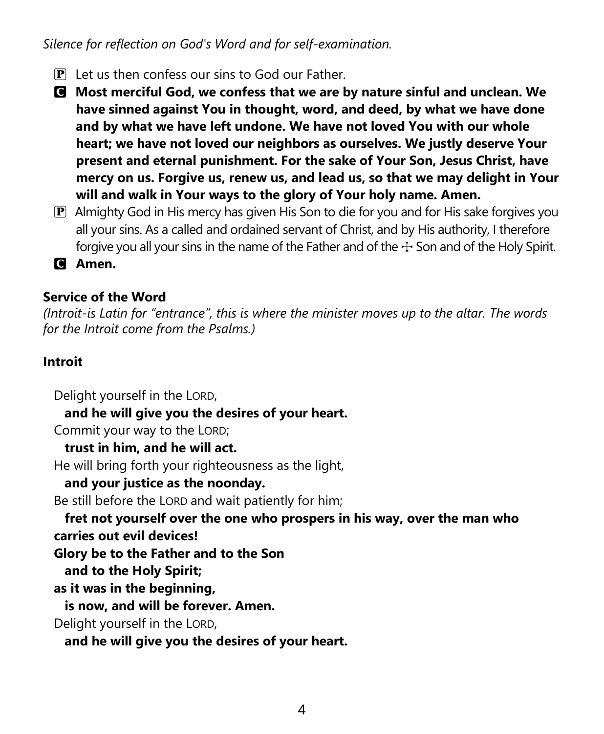*Silence for reflection on God's Word and for self-examination.*

P Let us then confess our sins to God our Father.

C **Most merciful God, we confess that we are by nature sinful and unclean. We have sinned against You in thought, word, and deed, by what we have done and by what we have left undone. We have not loved You with our whole heart; we have not loved our neighbors as ourselves. We justly deserve Your present and eternal punishment. For the sake of Your Son, Jesus Christ, have mercy on us. Forgive us, renew us, and lead us, so that we may delight in Your will and walk in Your ways to the glory of Your holy name. Amen.**

P Almighty God in His mercy has given His Son to die for you and for His sake forgives you all your sins. As a called and ordained servant of Christ, and by His authority, I therefore forgive you all your sins in the name of the Father and of the ☩ Son and of the Holy Spirit.

C **Amen.**

**Service of the Word**

*(Introit-is Latin for "entrance", this is where the minister moves up to the altar. The words for the Introit come from the Psalms.)*

**Introit**

Delight yourself in the LORD,
**and he will give you the desires of your heart.**
Commit your way to the LORD;
**trust in him, and he will act.**
He will bring forth your righteousness as the light,
**and your justice as the noonday.**
Be still before the LORD and wait patiently for him;
**fret not yourself over the one who prospers in his way, over the man who carries out evil devices!**
**Glory be to the Father and to the Son**
**and to the Holy Spirit;**
**as it was in the beginning,**
**is now, and will be forever. Amen.**
Delight yourself in the LORD,
**and he will give you the desires of your heart.**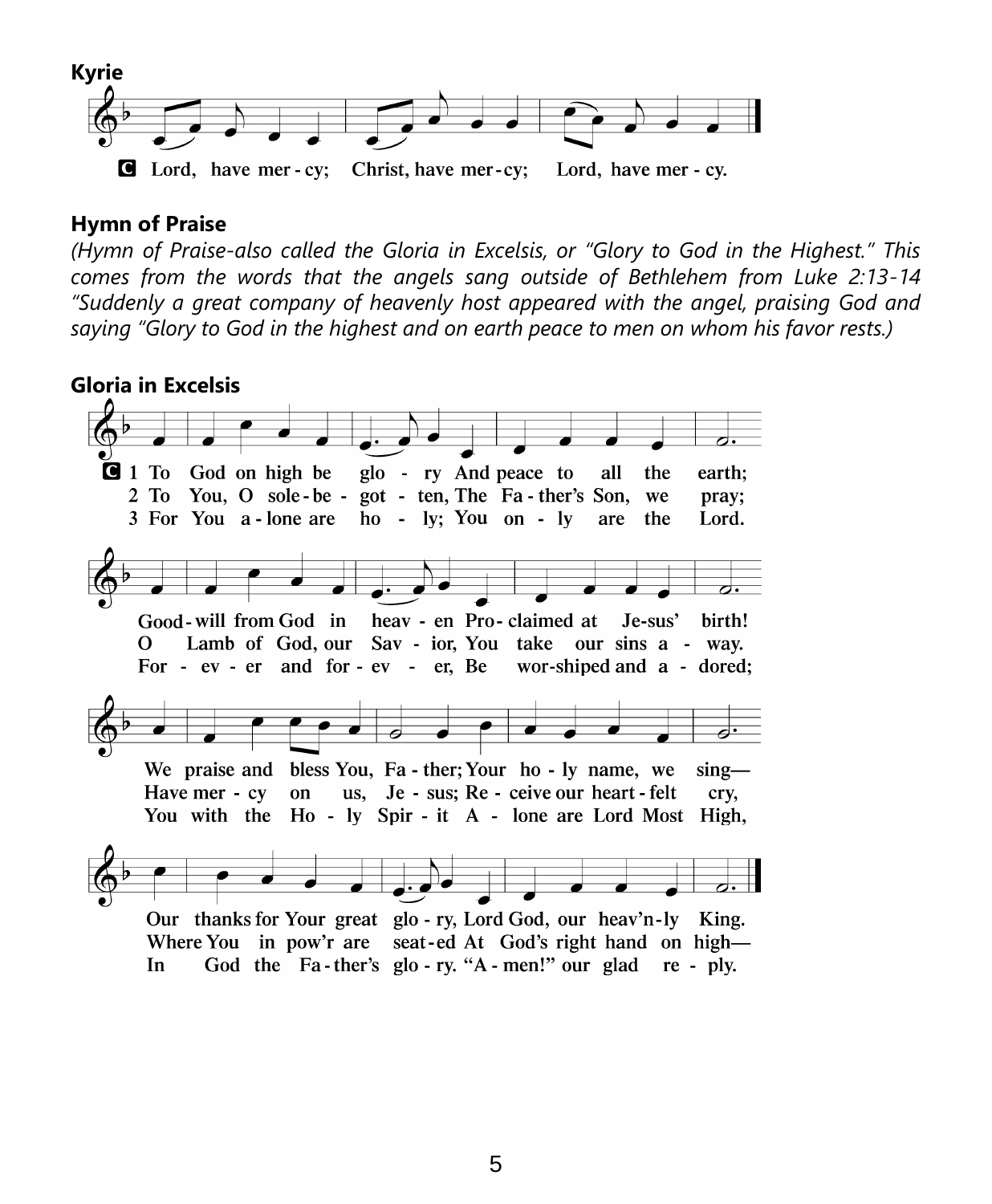## Kyrie

C Lord, have mer - cy; Christ, have mer - cy; Lord, have mer - cy.

## Hymn of Praise

*(Hymn of Praise-also called the Gloria in Excelsis, or "Glory to God in the Highest." This comes from the words that the angels sang outside of Bethlehem from Luke 2:13-14 "Suddenly a great company of heavenly host appeared with the angel, praising God and saying "Glory to God in the highest and on earth peace to men on whom his favor rests.)*

## Gloria in Excelsis

C 1 To God on high be glo - ry And peace to all the earth;
Good - will from God in heav - en Pro - claimed at Je-sus' birth!
We praise and bless You, Fa - ther; Your ho - ly name, we sing—
Our thanks for Your great glo - ry, Lord God, our heav'n-ly King.

2 To You, O sole - be - got - ten, The Fa - ther's Son, we pray;
O Lamb of God, our Sav - ior, You take our sins a - way.
Have mer - cy on us, Je - sus; Re - ceive our heart - felt cry,
Where You in pow'r are seat - ed At God's right hand on high—

3 For You a - lone are ho - ly; You on - ly are the Lord.
For - ev - er and for - ev - er, Be wor-shiped and a - dored;
You with the Ho - ly Spir - it A - lone are Lord Most High,
In God the Fa - ther's glo - ry. "A - men!" our glad re - ply.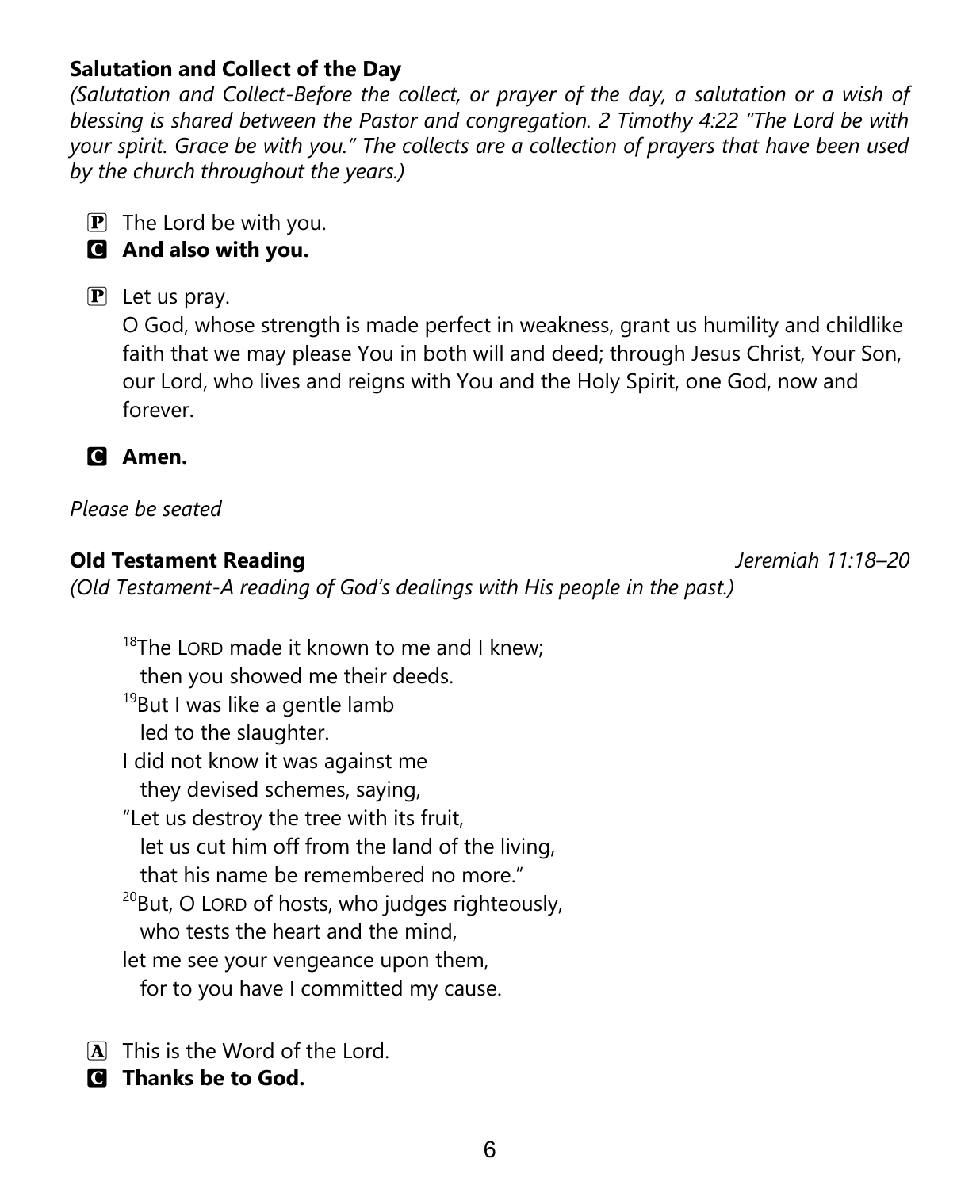**Salutation and Collect of the Day**

*(Salutation and Collect-Before the collect, or prayer of the day, a salutation or a wish of blessing is shared between the Pastor and congregation. 2 Timothy 4:22 "The Lord be with your spirit. Grace be with you." The collects are a collection of prayers that have been used by the church throughout the years.)*

P The Lord be with you.

**C And also with you.**

P Let us pray.
O God, whose strength is made perfect in weakness, grant us humility and childlike faith that we may please You in both will and deed; through Jesus Christ, Your Son, our Lord, who lives and reigns with You and the Holy Spirit, one God, now and forever.

**C Amen.**

*Please be seated*

**Old Testament Reading** *Jeremiah 11:18–20*

*(Old Testament-A reading of God's dealings with His people in the past.)*

[18]The LORD made it known to me and I knew;
  then you showed me their deeds.
[19]But I was like a gentle lamb
  led to the slaughter.
I did not know it was against me
  they devised schemes, saying,
"Let us destroy the tree with its fruit,
  let us cut him off from the land of the living,
  that his name be remembered no more."
[20]But, O LORD of hosts, who judges righteously,
  who tests the heart and the mind,
let me see your vengeance upon them,
  for to you have I committed my cause.

A This is the Word of the Lord.

**C Thanks be to God.**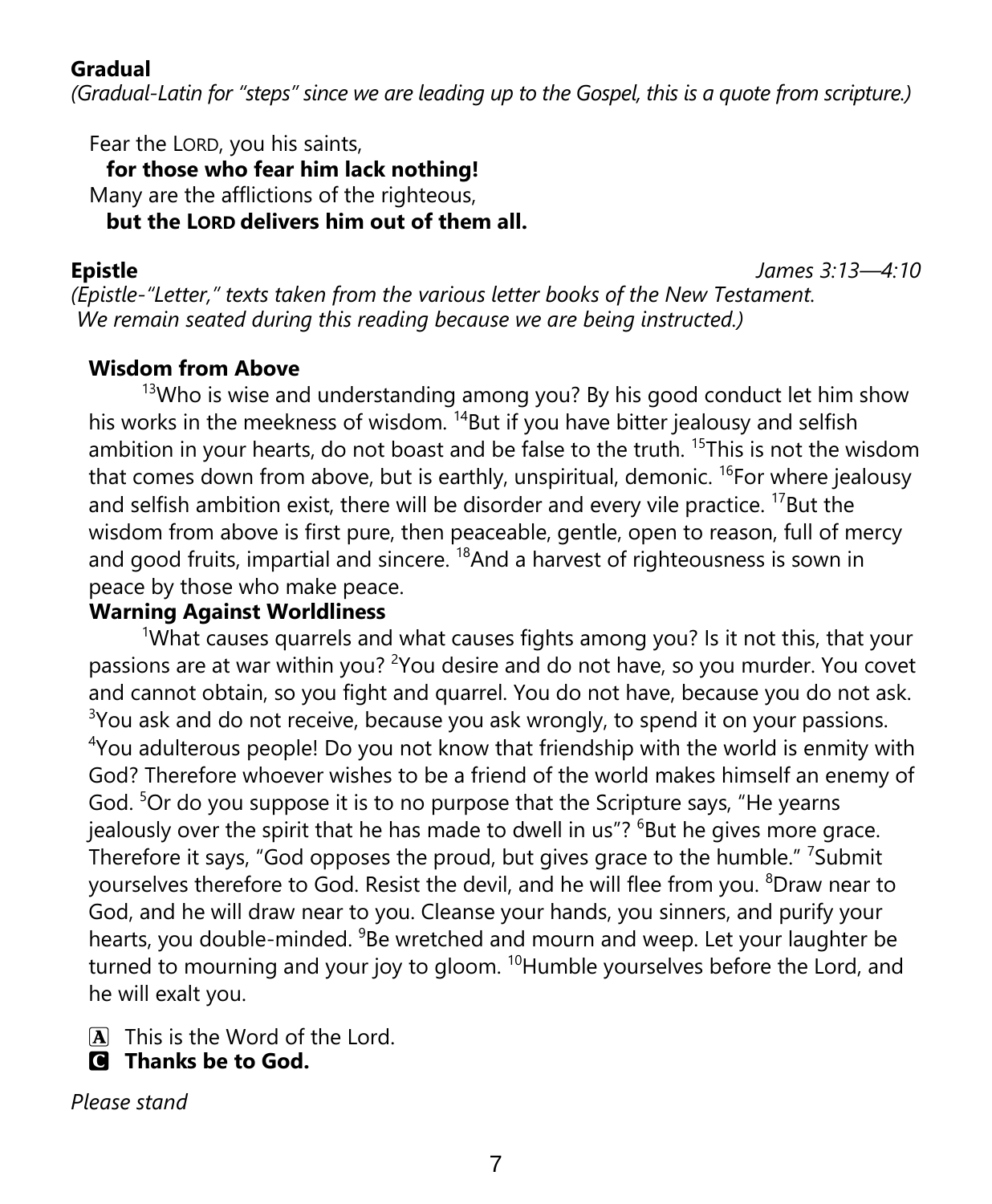**Gradual**

*(Gradual-Latin for "steps" since we are leading up to the Gospel, this is a quote from scripture.)*

Fear the LORD, you his saints,
**for those who fear him lack nothing!**
Many are the afflictions of the righteous,
**but the LORD delivers him out of them all.**

**Epistle** *James 3:13—4:10*

*(Epistle-"Letter," texts taken from the various letter books of the New Testament. We remain seated during this reading because we are being instructed.)*

**Wisdom from Above**

[13]Who is wise and understanding among you? By his good conduct let him show his works in the meekness of wisdom. [14]But if you have bitter jealousy and selfish ambition in your hearts, do not boast and be false to the truth. [15]This is not the wisdom that comes down from above, but is earthly, unspiritual, demonic. [16]For where jealousy and selfish ambition exist, there will be disorder and every vile practice. [17]But the wisdom from above is first pure, then peaceable, gentle, open to reason, full of mercy and good fruits, impartial and sincere. [18]And a harvest of righteousness is sown in peace by those who make peace.

**Warning Against Worldliness**

[1]What causes quarrels and what causes fights among you? Is it not this, that your passions are at war within you? [2]You desire and do not have, so you murder. You covet and cannot obtain, so you fight and quarrel. You do not have, because you do not ask. [3]You ask and do not receive, because you ask wrongly, to spend it on your passions. [4]You adulterous people! Do you not know that friendship with the world is enmity with God? Therefore whoever wishes to be a friend of the world makes himself an enemy of God. [5]Or do you suppose it is to no purpose that the Scripture says, "He yearns jealously over the spirit that he has made to dwell in us"? [6]But he gives more grace. Therefore it says, "God opposes the proud, but gives grace to the humble." [7]Submit yourselves therefore to God. Resist the devil, and he will flee from you. [8]Draw near to God, and he will draw near to you. Cleanse your hands, you sinners, and purify your hearts, you double-minded. [9]Be wretched and mourn and weep. Let your laughter be turned to mourning and your joy to gloom. [10]Humble yourselves before the Lord, and he will exalt you.

A This is the Word of the Lord.
**C Thanks be to God.**

*Please stand*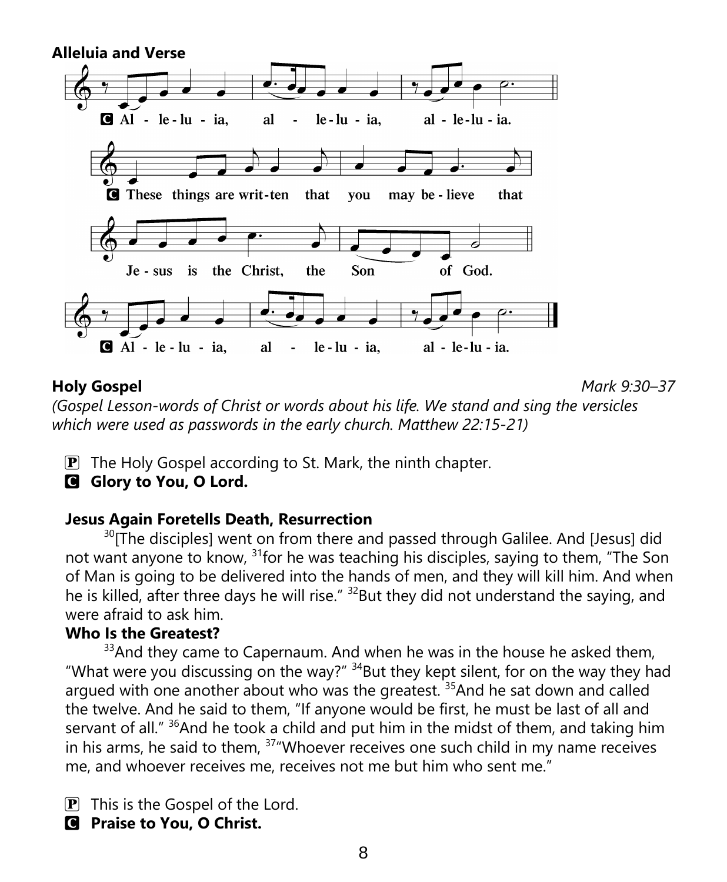**Alleluia and Verse**

C Al - le - lu - ia, al - le - lu - ia, al - le - lu - ia.

C These things are writ - ten that you may be - lieve that Je - sus is the Christ, the Son of God.

C Al - le - lu - ia, al - le - lu - ia, al - le - lu - ia.

**Holy Gospel** *Mark 9:30–37*

*(Gospel Lesson-words of Christ or words about his life. We stand and sing the versicles which were used as passwords in the early church. Matthew 22:15-21)*

P The Holy Gospel according to St. Mark, the ninth chapter.

C **Glory to You, O Lord.**

**Jesus Again Foretells Death, Resurrection**

[30][The disciples] went on from there and passed through Galilee. And [Jesus] did not want anyone to know, [31]for he was teaching his disciples, saying to them, "The Son of Man is going to be delivered into the hands of men, and they will kill him. And when he is killed, after three days he will rise." [32]But they did not understand the saying, and were afraid to ask him.

**Who Is the Greatest?**

[33]And they came to Capernaum. And when he was in the house he asked them, "What were you discussing on the way?" [34]But they kept silent, for on the way they had argued with one another about who was the greatest. [35]And he sat down and called the twelve. And he said to them, "If anyone would be first, he must be last of all and servant of all." [36]And he took a child and put him in the midst of them, and taking him in his arms, he said to them, [37]"Whoever receives one such child in my name receives me, and whoever receives me, receives not me but him who sent me."

P This is the Gospel of the Lord.

C **Praise to You, O Christ.**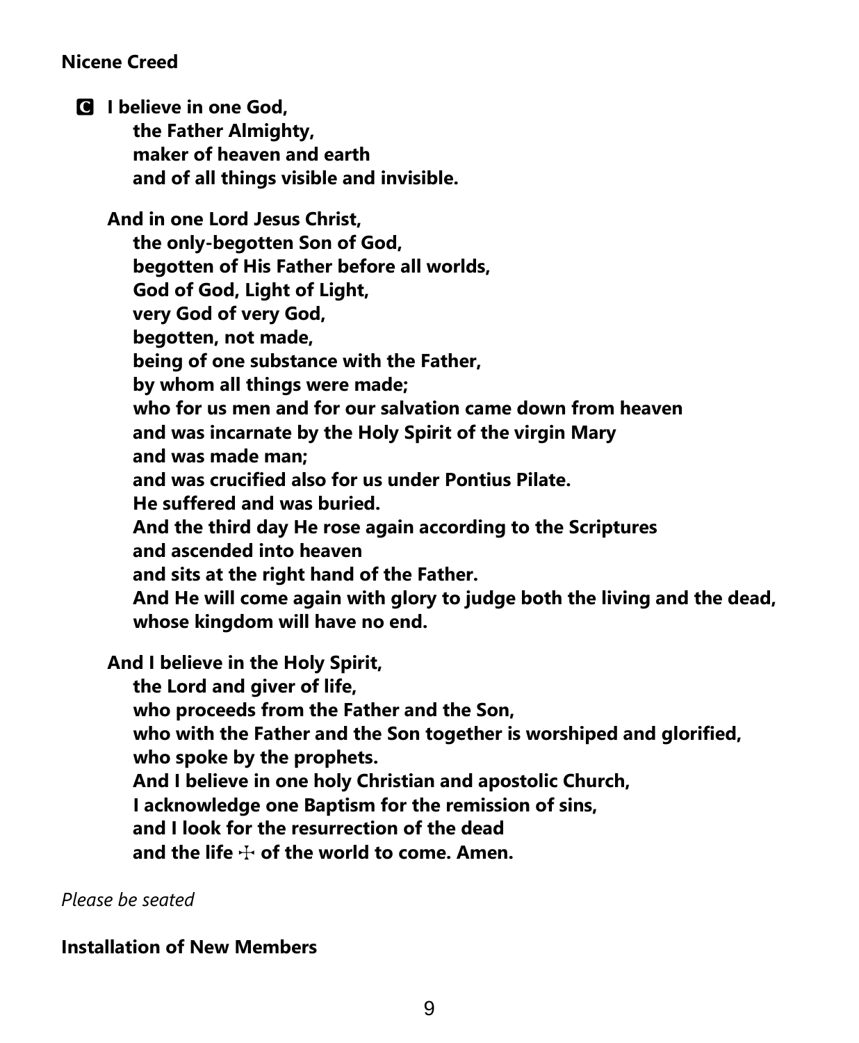**Nicene Creed**

**C** **I believe in one God,**
**the Father Almighty,**
**maker of heaven and earth**
**and of all things visible and invisible.**

**And in one Lord Jesus Christ,**
**the only-begotten Son of God,**
**begotten of His Father before all worlds,**
**God of God, Light of Light,**
**very God of very God,**
**begotten, not made,**
**being of one substance with the Father,**
**by whom all things were made;**
**who for us men and for our salvation came down from heaven**
**and was incarnate by the Holy Spirit of the virgin Mary**
**and was made man;**
**and was crucified also for us under Pontius Pilate.**
**He suffered and was buried.**
**And the third day He rose again according to the Scriptures**
**and ascended into heaven**
**and sits at the right hand of the Father.**
**And He will come again with glory to judge both the living and the dead,**
**whose kingdom will have no end.**

**And I believe in the Holy Spirit,**
**the Lord and giver of life,**
**who proceeds from the Father and the Son,**
**who with the Father and the Son together is worshiped and glorified,**
**who spoke by the prophets.**
**And I believe in one holy Christian and apostolic Church,**
**I acknowledge one Baptism for the remission of sins,**
**and I look for the resurrection of the dead**
**and the life ☩ of the world to come. Amen.**

*Please be seated*

**Installation of New Members**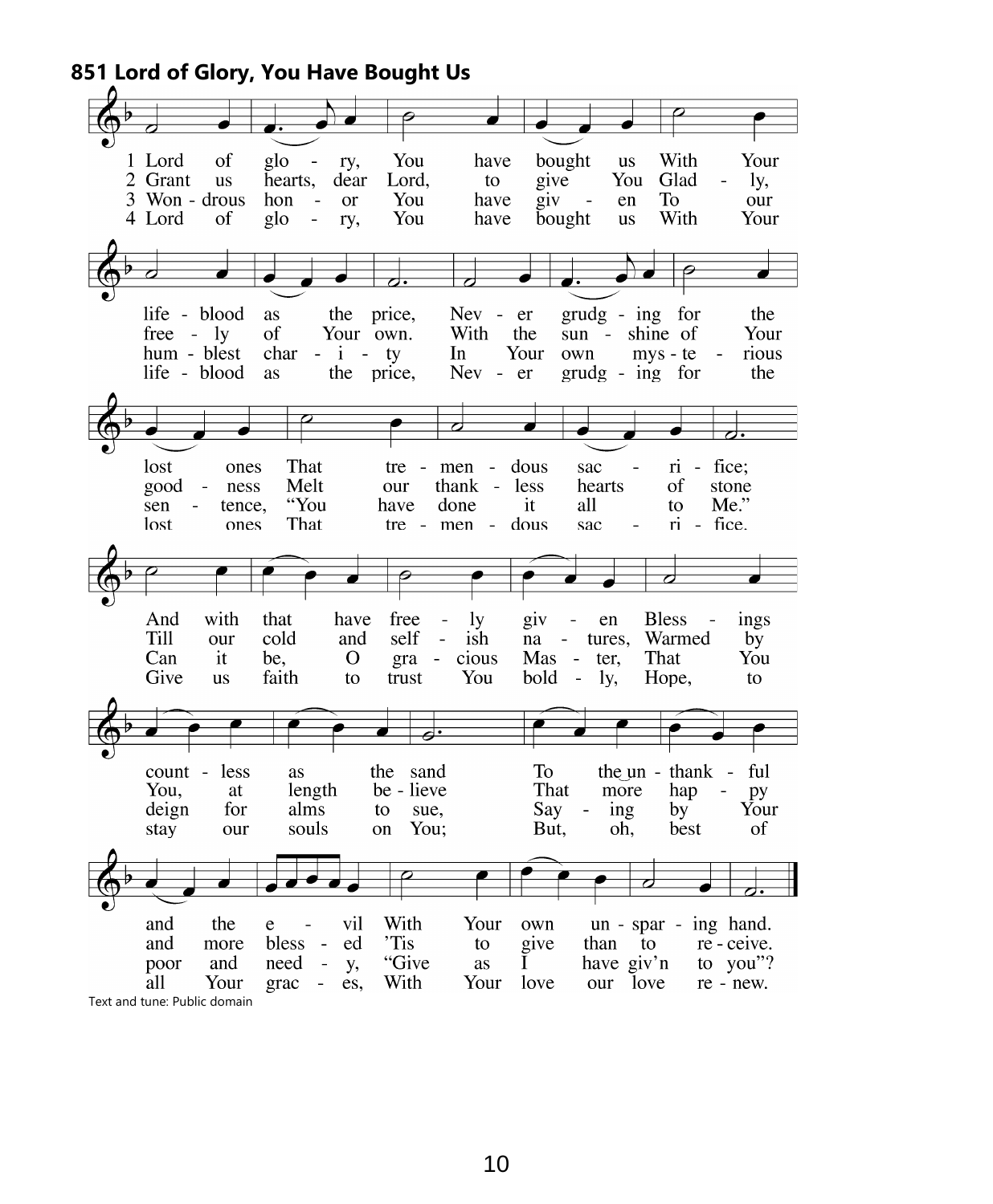## 851 Lord of Glory, You Have Bought Us

1 Lord of glory, You have bought us
With Your lifeblood as the price,
Never grudging for the lost ones
That tremendous sacrifice;
And with that have freely given
Blessings countless as the sand
To the unthankful and the evil
With Your own unsparing hand.

2 Grant us hearts, dear Lord, to give You
Gladly, freely of Your own.
With the sunshine of Your goodness
Melt our thankless hearts of stone
Till our cold and selfish natures,
Warmed by You, at length believe
That more happy and more blessed
'Tis to give than to receive.

3 Wondrous honor You have given
To our humblest charity
In Your own mysterious sentence,
"You have done it all to Me."
Can it be, O gracious Master,
That You deign for alms to sue,
Saying by Your poor and needy,
"Give as I have giv'n to you"?

4 Lord of glory, You have bought us
With Your lifeblood as the price,
Never grudging for the lost ones
That tremendous sacrifice.
Give us faith to trust You boldly,
Hope, to stay our souls on You;
But, oh, best of all Your graces,
With Your love our love renew.

Text and tune: Public domain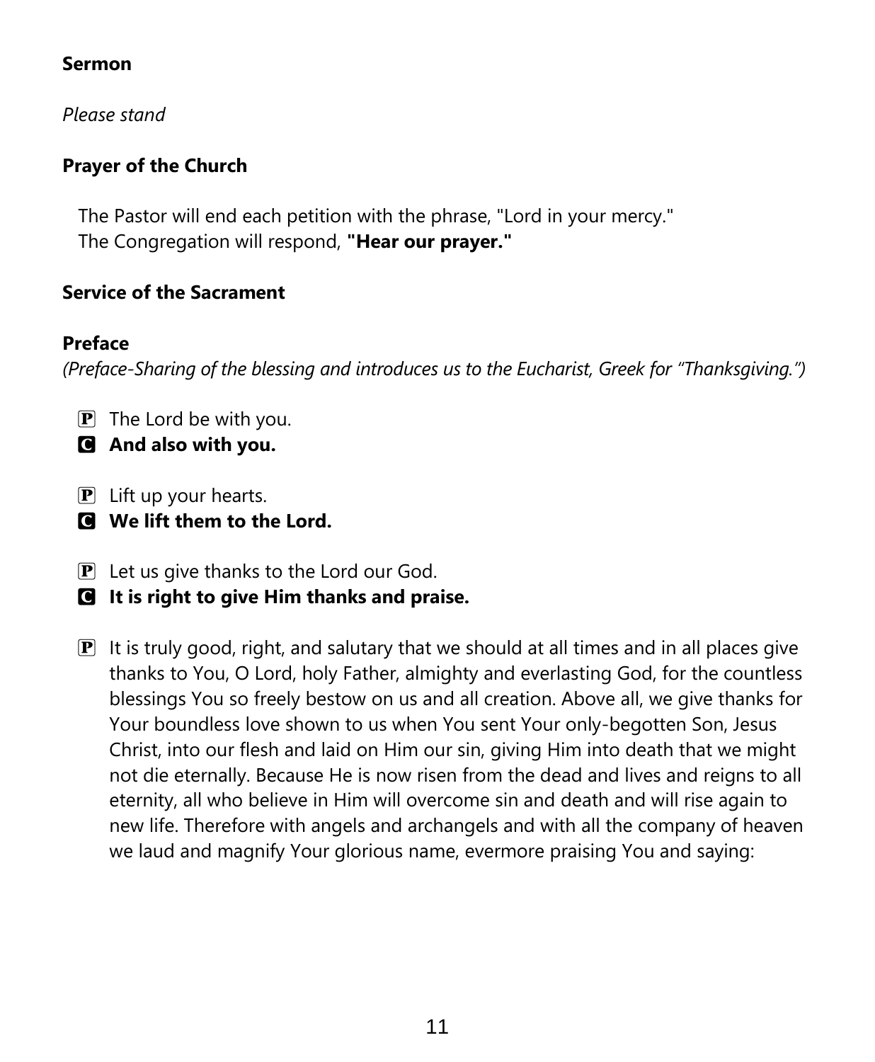**Sermon**

*Please stand*

**Prayer of the Church**

The Pastor will end each petition with the phrase, "Lord in your mercy."
The Congregation will respond, **"Hear our prayer."**

**Service of the Sacrament**

**Preface**
*(Preface-Sharing of the blessing and introduces us to the Eucharist, Greek for "Thanksgiving.")*

P The Lord be with you.
**C And also with you.**

P Lift up your hearts.
**C We lift them to the Lord.**

P Let us give thanks to the Lord our God.
**C It is right to give Him thanks and praise.**

P It is truly good, right, and salutary that we should at all times and in all places give thanks to You, O Lord, holy Father, almighty and everlasting God, for the countless blessings You so freely bestow on us and all creation. Above all, we give thanks for Your boundless love shown to us when You sent Your only-begotten Son, Jesus Christ, into our flesh and laid on Him our sin, giving Him into death that we might not die eternally. Because He is now risen from the dead and lives and reigns to all eternity, all who believe in Him will overcome sin and death and will rise again to new life. Therefore with angels and archangels and with all the company of heaven we laud and magnify Your glorious name, evermore praising You and saying: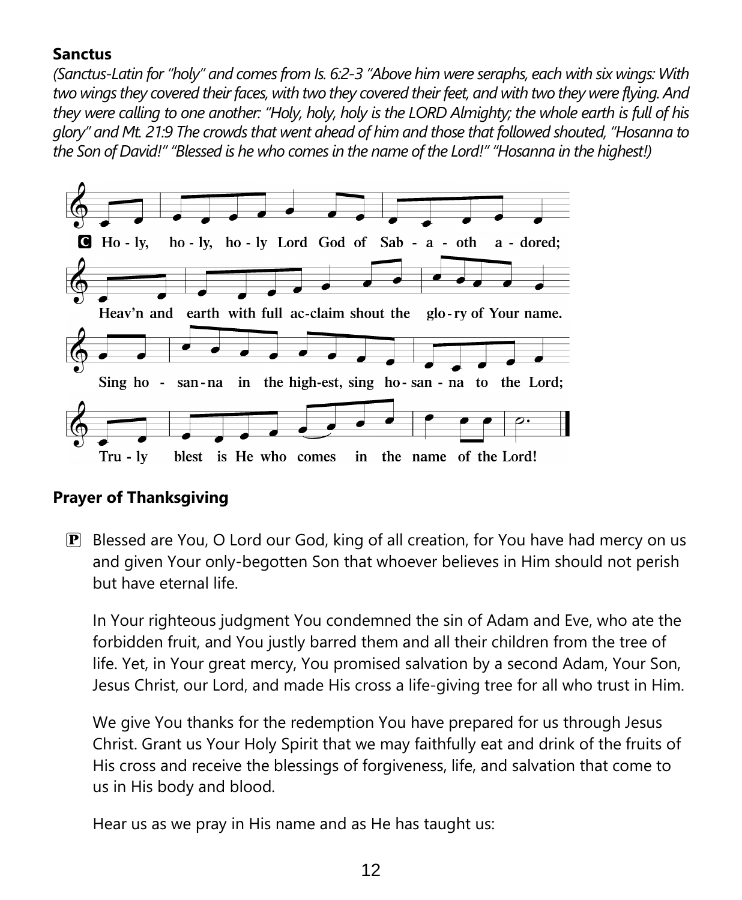**Sanctus**

*(Sanctus-Latin for "holy" and comes from Is. 6:2-3 "Above him were seraphs, each with six wings: With two wings they covered their faces, with two they covered their feet, and with two they were flying. And they were calling to one another: "Holy, holy, holy is the LORD Almighty; the whole earth is full of his glory" and Mt. 21:9 The crowds that went ahead of him and those that followed shouted, "Hosanna to the Son of David!" "Blessed is he who comes in the name of the Lord!" "Hosanna in the highest!)*

C Ho - ly, ho - ly, ho - ly Lord God of Sab - a - oth a - dored;
Heav'n and earth with full ac-claim shout the glo - ry of Your name.
Sing ho - san - na in the high-est, sing ho - san - na to the Lord;
Tru - ly blest is He who comes in the name of the Lord!

**Prayer of Thanksgiving**

P Blessed are You, O Lord our God, king of all creation, for You have had mercy on us and given Your only-begotten Son that whoever believes in Him should not perish but have eternal life.

In Your righteous judgment You condemned the sin of Adam and Eve, who ate the forbidden fruit, and You justly barred them and all their children from the tree of life. Yet, in Your great mercy, You promised salvation by a second Adam, Your Son, Jesus Christ, our Lord, and made His cross a life-giving tree for all who trust in Him.

We give You thanks for the redemption You have prepared for us through Jesus Christ. Grant us Your Holy Spirit that we may faithfully eat and drink of the fruits of His cross and receive the blessings of forgiveness, life, and salvation that come to us in His body and blood.

Hear us as we pray in His name and as He has taught us: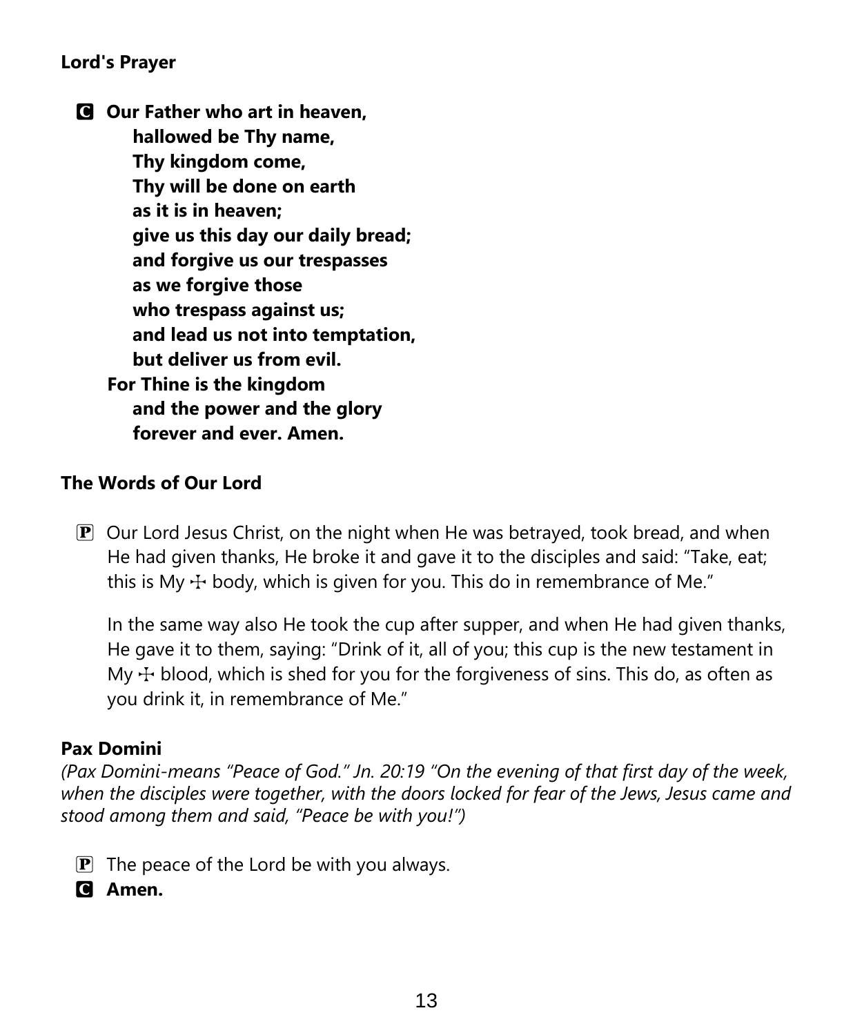**Lord's Prayer**

**C** **Our Father who art in heaven,**
**hallowed be Thy name,**
**Thy kingdom come,**
**Thy will be done on earth**
**as it is in heaven;**
**give us this day our daily bread;**
**and forgive us our trespasses**
**as we forgive those**
**who trespass against us;**
**and lead us not into temptation,**
**but deliver us from evil.**
**For Thine is the kingdom**
**and the power and the glory**
**forever and ever. Amen.**

**The Words of Our Lord**

**P** Our Lord Jesus Christ, on the night when He was betrayed, took bread, and when He had given thanks, He broke it and gave it to the disciples and said: "Take, eat; this is My ☩ body, which is given for you. This do in remembrance of Me."

In the same way also He took the cup after supper, and when He had given thanks, He gave it to them, saying: "Drink of it, all of you; this cup is the new testament in My ☩ blood, which is shed for you for the forgiveness of sins. This do, as often as you drink it, in remembrance of Me."

**Pax Domini**
*(Pax Domini-means "Peace of God." Jn. 20:19 "On the evening of that first day of the week, when the disciples were together, with the doors locked for fear of the Jews, Jesus came and stood among them and said, "Peace be with you!")*

**P** The peace of the Lord be with you always.
**C** **Amen.**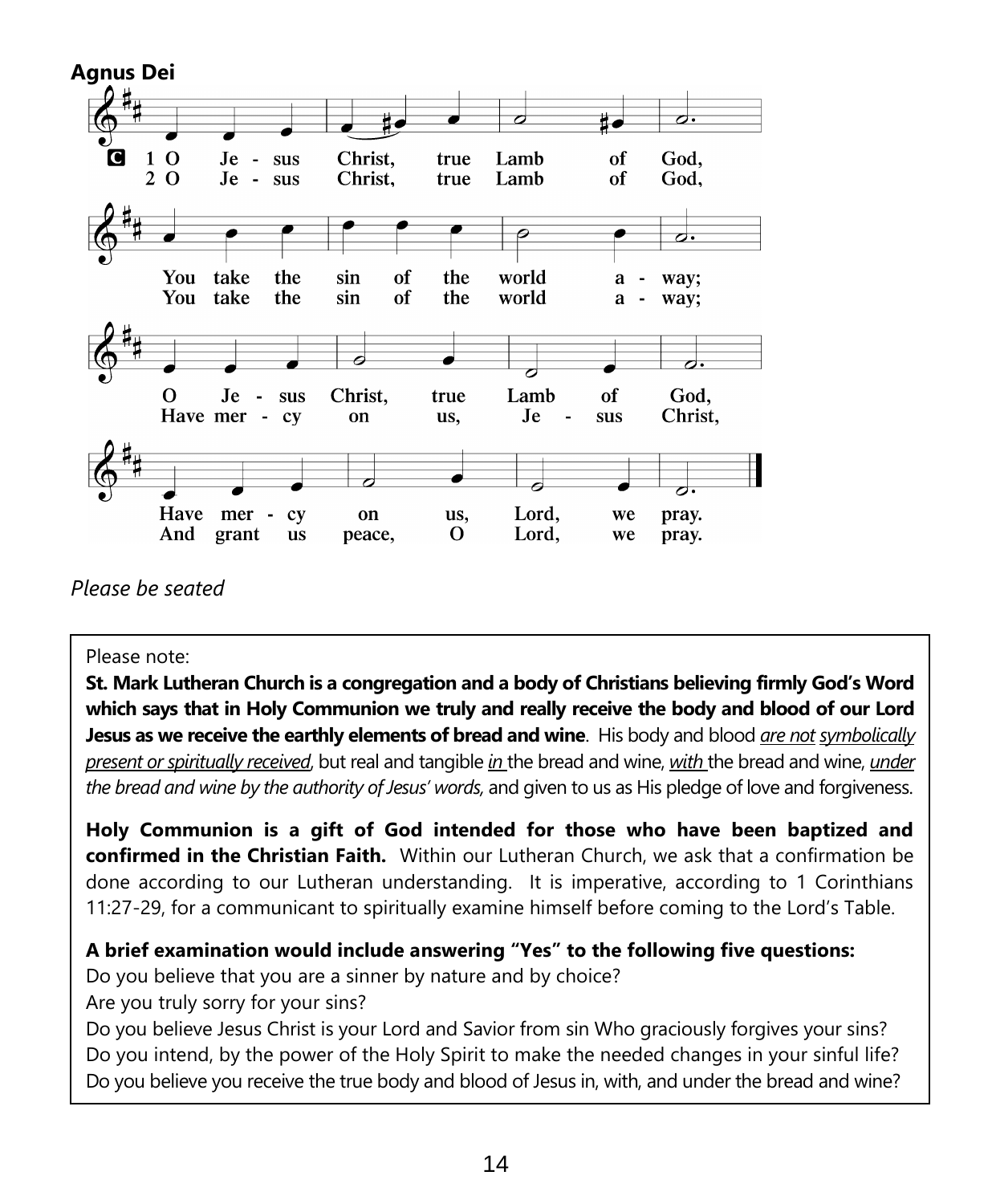**Agnus Dei**

C 1 O Jesus Christ, true Lamb of God,
You take the sin of the world away;
O Jesus Christ, true Lamb of God,
Have mercy on us, Lord, we pray.

2 O Jesus Christ, true Lamb of God,
You take the sin of the world away;
Have mercy on us, Jesus Christ,
And grant us peace, O Lord, we pray.

*Please be seated*

Please note:

**St. Mark Lutheran Church is a congregation and a body of Christians believing firmly God's Word which says that in Holy Communion we truly and really receive the body and blood of our Lord Jesus as we receive the earthly elements of bread and wine**. His body and blood *are not symbolically present or spiritually received*, but real and tangible *in* the bread and wine, *with* the bread and wine, *under the bread and wine by the authority of Jesus' words,* and given to us as His pledge of love and forgiveness.

**Holy Communion is a gift of God intended for those who have been baptized and confirmed in the Christian Faith.** Within our Lutheran Church, we ask that a confirmation be done according to our Lutheran understanding. It is imperative, according to 1 Corinthians 11:27-29, for a communicant to spiritually examine himself before coming to the Lord's Table.

**A brief examination would include answering "Yes" to the following five questions:**

Do you believe that you are a sinner by nature and by choice?
Are you truly sorry for your sins?
Do you believe Jesus Christ is your Lord and Savior from sin Who graciously forgives your sins?
Do you intend, by the power of the Holy Spirit to make the needed changes in your sinful life?
Do you believe you receive the true body and blood of Jesus in, with, and under the bread and wine?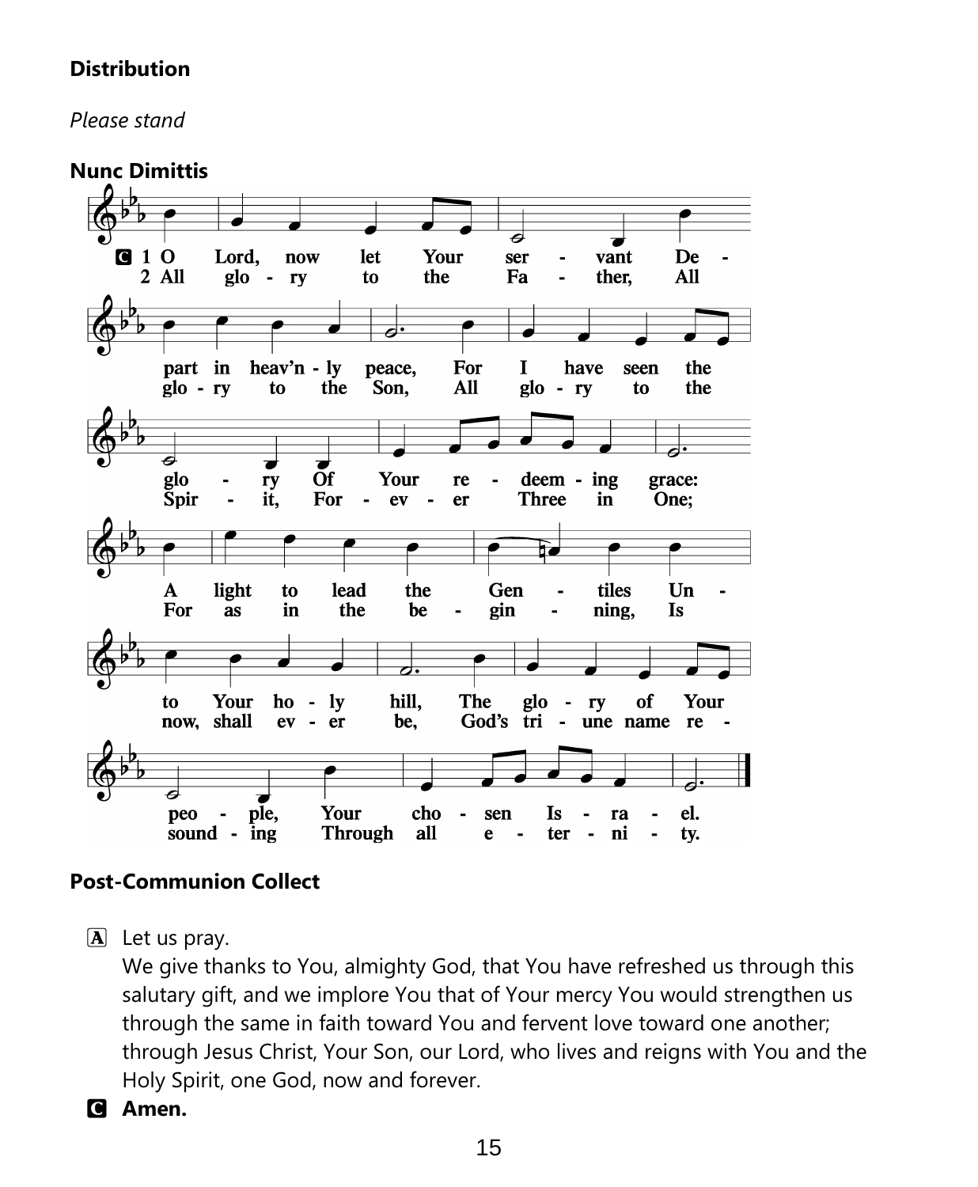**Distribution**

*Please stand*

**Nunc Dimittis**

C 1 O Lord, now let Your servant Depart in heav'nly peace, For I have seen the glory Of Your redeeming grace: A light to lead the Gentiles Unto Your holy hill, The glory of Your people, Your chosen Israel.

2 All glory to the Father, All glory to the Son, All glory to the Spirit, Forever Three in One; For as in the beginning, Is now, shall ever be, God's triune name resounding Through all eternity.

**Post-Communion Collect**

A Let us pray.
We give thanks to You, almighty God, that You have refreshed us through this salutary gift, and we implore You that of Your mercy You would strengthen us through the same in faith toward You and fervent love toward one another; through Jesus Christ, Your Son, our Lord, who lives and reigns with You and the Holy Spirit, one God, now and forever.

C **Amen.**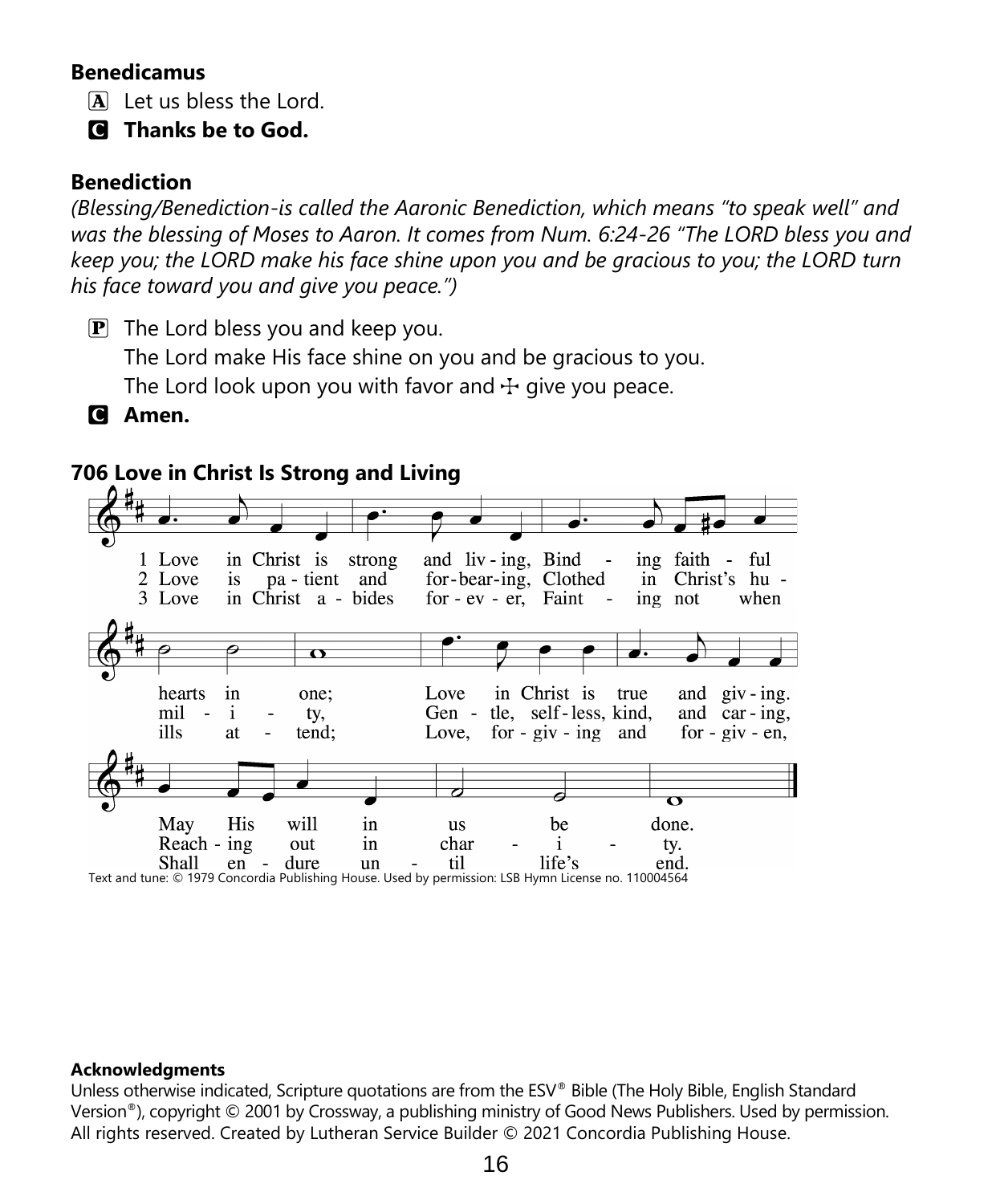**Benedicamus**

A Let us bless the Lord.

**C Thanks be to God.**

**Benediction**

*(Blessing/Benediction-is called the Aaronic Benediction, which means "to speak well" and was the blessing of Moses to Aaron. It comes from Num. 6:24-26 "The LORD bless you and keep you; the LORD make his face shine upon you and be gracious to you; the LORD turn his face toward you and give you peace.")*

P The Lord bless you and keep you.
The Lord make His face shine on you and be gracious to you.
The Lord look upon you with favor and ☩ give you peace.

**C Amen.**

**706 Love in Christ Is Strong and Living**

1 Love in Christ is strong and liv-ing, Bind-ing faith-ful hearts in one; Love in Christ is true and giv-ing. May His will in us be done.

2 Love is pa-tient and for-bear-ing, Clothed in Christ's hu-mil-i-ty, Gen-tle, self-less, kind, and car-ing, Reach-ing out in char-i-ty.

3 Love in Christ a-bides for-ev-er, Faint-ing not when ills at-tend; Love, for-giv-ing and for-giv-en, Shall en-dure un-til life's end.

Text and tune: © 1979 Concordia Publishing House. Used by permission: LSB Hymn License no. 110004564

**Acknowledgments**

Unless otherwise indicated, Scripture quotations are from the ESV® Bible (The Holy Bible, English Standard Version®), copyright © 2001 by Crossway, a publishing ministry of Good News Publishers. Used by permission. All rights reserved. Created by Lutheran Service Builder © 2021 Concordia Publishing House.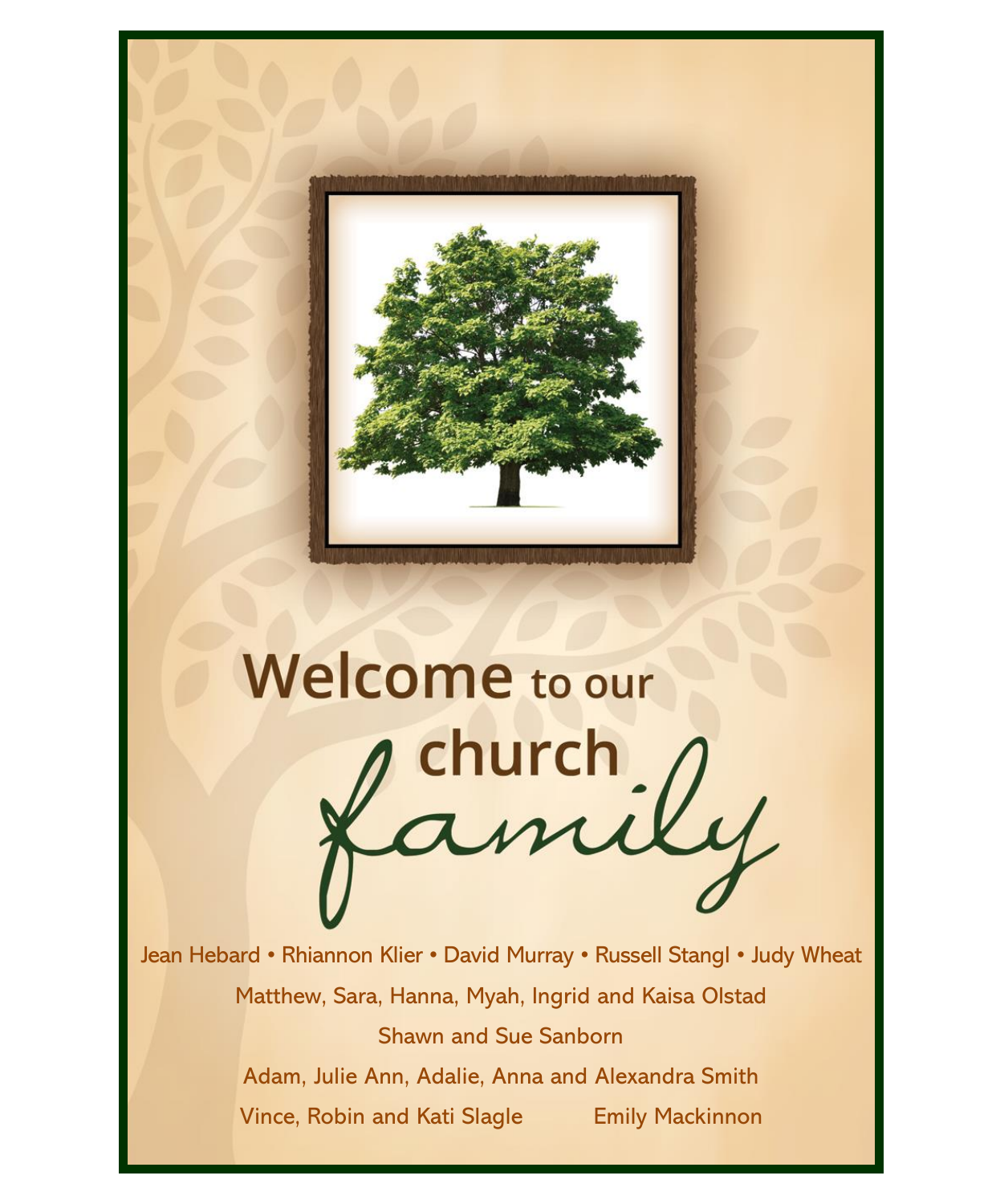# Welcome to our church *family*

Jean Hebard • Rhiannon Klier • David Murray • Russell Stangl • Judy Wheat

Matthew, Sara, Hanna, Myah, Ingrid and Kaisa Olstad

Shawn and Sue Sanborn

Adam, Julie Ann, Adalie, Anna and Alexandra Smith

Vince, Robin and Kati Slagle     Emily Mackinnon